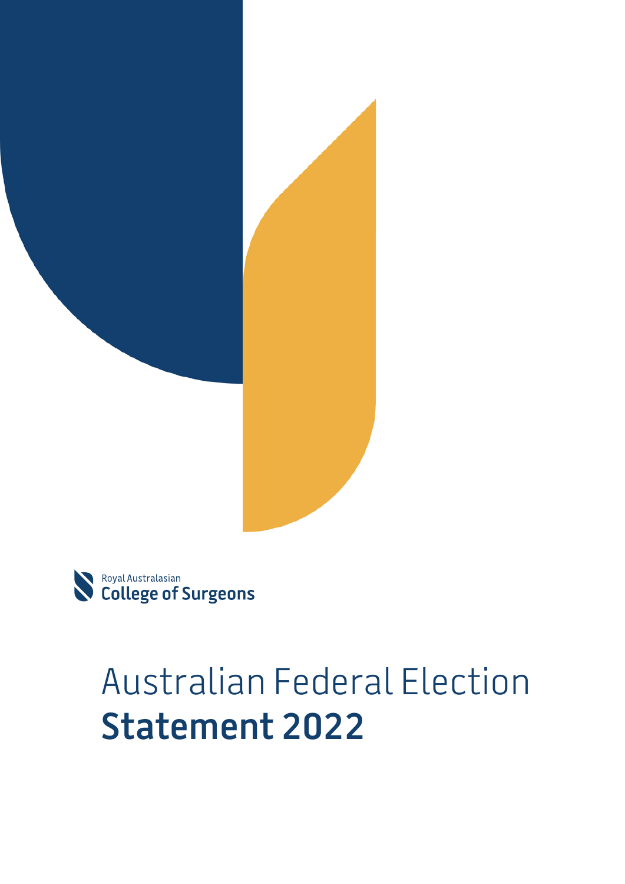Royal Australasian
**College of Surgeons**

# Australian Federal Election **Statement 2022**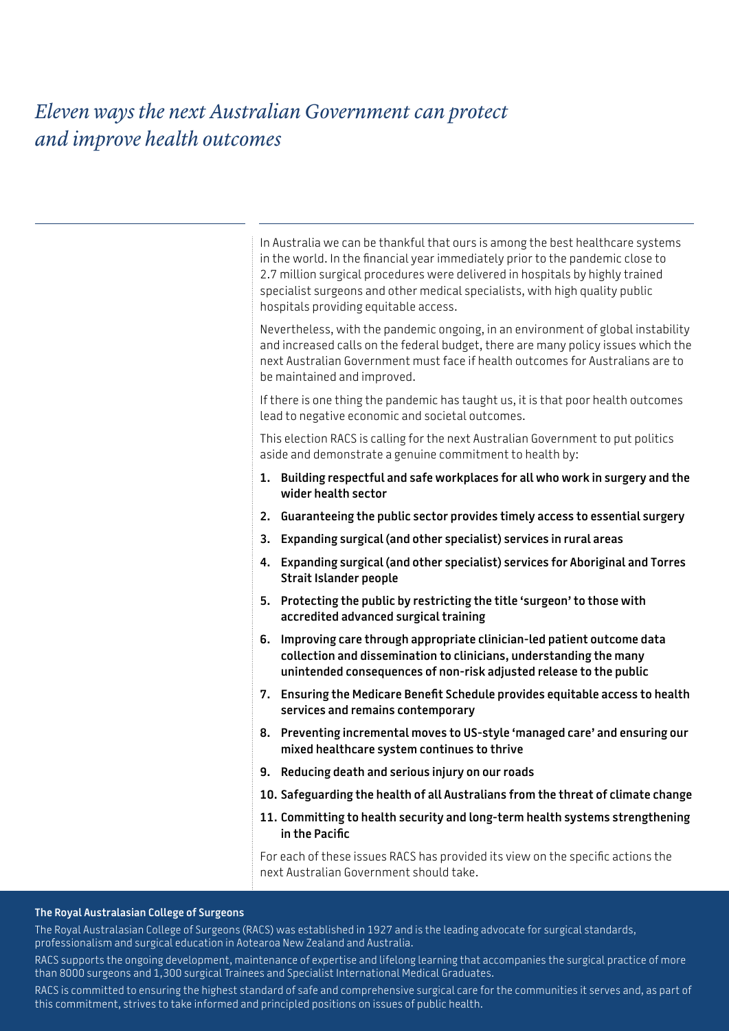# *Eleven ways the next Australian Government can protect and improve health outcomes*

In Australia we can be thankful that ours is among the best healthcare systems in the world. In the financial year immediately prior to the pandemic close to 2.7 million surgical procedures were delivered in hospitals by highly trained specialist surgeons and other medical specialists, with high quality public hospitals providing equitable access.

Nevertheless, with the pandemic ongoing, in an environment of global instability and increased calls on the federal budget, there are many policy issues which the next Australian Government must face if health outcomes for Australians are to be maintained and improved.

If there is one thing the pandemic has taught us, it is that poor health outcomes lead to negative economic and societal outcomes.

This election RACS is calling for the next Australian Government to put politics aside and demonstrate a genuine commitment to health by:

1. **Building respectful and safe workplaces for all who work in surgery and the wider health sector**
2. **Guaranteeing the public sector provides timely access to essential surgery**
3. **Expanding surgical (and other specialist) services in rural areas**
4. **Expanding surgical (and other specialist) services for Aboriginal and Torres Strait Islander people**
5. **Protecting the public by restricting the title 'surgeon' to those with accredited advanced surgical training**
6. **Improving care through appropriate clinician-led patient outcome data collection and dissemination to clinicians, understanding the many unintended consequences of non-risk adjusted release to the public**
7. **Ensuring the Medicare Benefit Schedule provides equitable access to health services and remains contemporary**
8. **Preventing incremental moves to US-style 'managed care' and ensuring our mixed healthcare system continues to thrive**
9. **Reducing death and serious injury on our roads**
10. **Safeguarding the health of all Australians from the threat of climate change**
11. **Committing to health security and long-term health systems strengthening in the Pacific**

For each of these issues RACS has provided its view on the specific actions the next Australian Government should take.

**The Royal Australasian College of Surgeons**

The Royal Australasian College of Surgeons (RACS) was established in 1927 and is the leading advocate for surgical standards, professionalism and surgical education in Aotearoa New Zealand and Australia.

RACS supports the ongoing development, maintenance of expertise and lifelong learning that accompanies the surgical practice of more than 8000 surgeons and 1,300 surgical Trainees and Specialist International Medical Graduates.

RACS is committed to ensuring the highest standard of safe and comprehensive surgical care for the communities it serves and, as part of this commitment, strives to take informed and principled positions on issues of public health.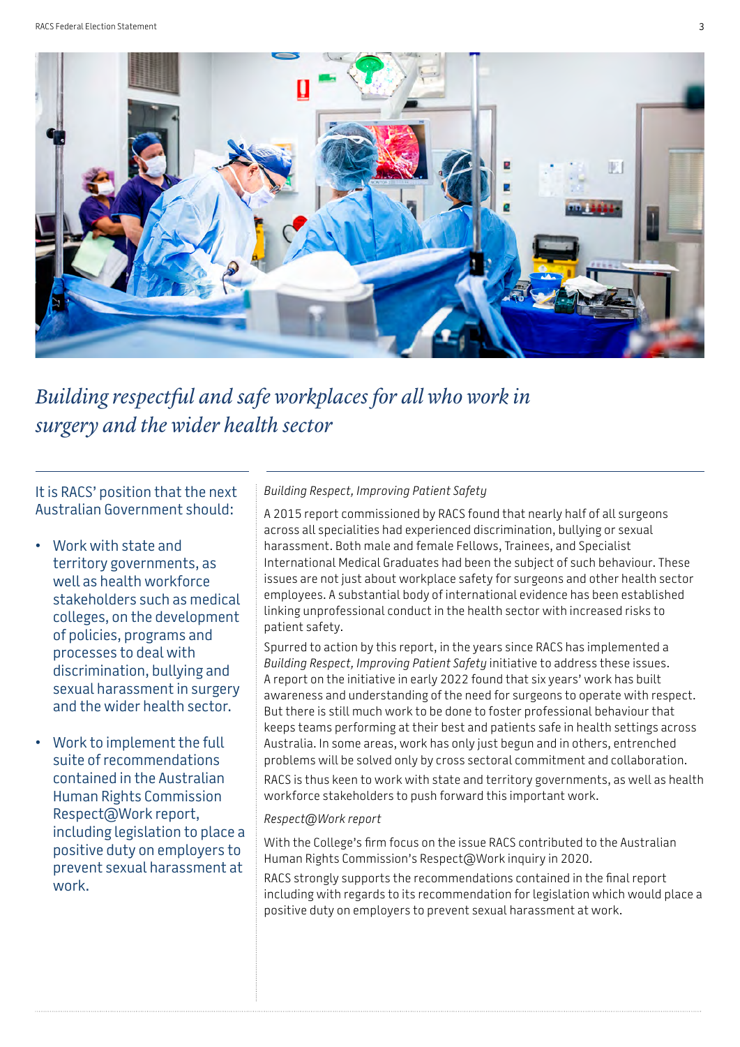## *Building respectful and safe workplaces for all who work in surgery and the wider health sector*

It is RACS' position that the next Australian Government should:

- Work with state and territory governments, as well as health workforce stakeholders such as medical colleges, on the development of policies, programs and processes to deal with discrimination, bullying and sexual harassment in surgery and the wider health sector.
- Work to implement the full suite of recommendations contained in the Australian Human Rights Commission Respect@Work report, including legislation to place a positive duty on employers to prevent sexual harassment at work.

*Building Respect, Improving Patient Safety*

A 2015 report commissioned by RACS found that nearly half of all surgeons across all specialities had experienced discrimination, bullying or sexual harassment. Both male and female Fellows, Trainees, and Specialist International Medical Graduates had been the subject of such behaviour. These issues are not just about workplace safety for surgeons and other health sector employees. A substantial body of international evidence has been established linking unprofessional conduct in the health sector with increased risks to patient safety.

Spurred to action by this report, in the years since RACS has implemented a *Building Respect, Improving Patient Safety* initiative to address these issues. A report on the initiative in early 2022 found that six years' work has built awareness and understanding of the need for surgeons to operate with respect. But there is still much work to be done to foster professional behaviour that keeps teams performing at their best and patients safe in health settings across Australia. In some areas, work has only just begun and in others, entrenched problems will be solved only by cross sectoral commitment and collaboration.

RACS is thus keen to work with state and territory governments, as well as health workforce stakeholders to push forward this important work.

*Respect@Work report*

With the College's firm focus on the issue RACS contributed to the Australian Human Rights Commission's Respect@Work inquiry in 2020.

RACS strongly supports the recommendations contained in the final report including with regards to its recommendation for legislation which would place a positive duty on employers to prevent sexual harassment at work.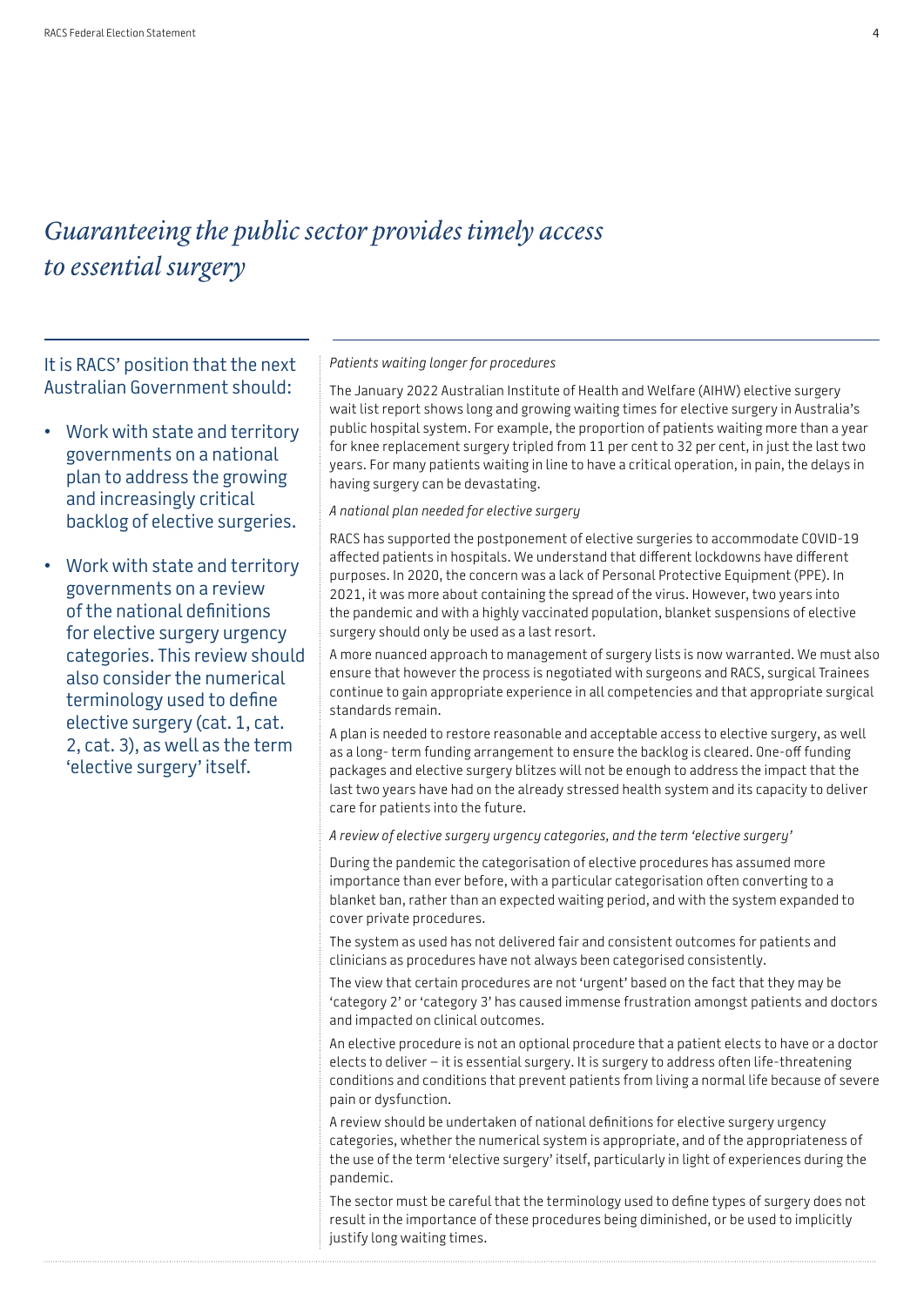# *Guaranteeing the public sector provides timely access to essential surgery*

It is RACS' position that the next Australian Government should:

- Work with state and territory governments on a national plan to address the growing and increasingly critical backlog of elective surgeries.
- Work with state and territory governments on a review of the national definitions for elective surgery urgency categories. This review should also consider the numerical terminology used to define elective surgery (cat. 1, cat. 2, cat. 3), as well as the term 'elective surgery' itself.

*Patients waiting longer for procedures*

The January 2022 Australian Institute of Health and Welfare (AIHW) elective surgery wait list report shows long and growing waiting times for elective surgery in Australia's public hospital system. For example, the proportion of patients waiting more than a year for knee replacement surgery tripled from 11 per cent to 32 per cent, in just the last two years. For many patients waiting in line to have a critical operation, in pain, the delays in having surgery can be devastating.

*A national plan needed for elective surgery*

RACS has supported the postponement of elective surgeries to accommodate COVID-19 affected patients in hospitals. We understand that different lockdowns have different purposes. In 2020, the concern was a lack of Personal Protective Equipment (PPE). In 2021, it was more about containing the spread of the virus. However, two years into the pandemic and with a highly vaccinated population, blanket suspensions of elective surgery should only be used as a last resort.

A more nuanced approach to management of surgery lists is now warranted. We must also ensure that however the process is negotiated with surgeons and RACS, surgical Trainees continue to gain appropriate experience in all competencies and that appropriate surgical standards remain.

A plan is needed to restore reasonable and acceptable access to elective surgery, as well as a long- term funding arrangement to ensure the backlog is cleared. One-off funding packages and elective surgery blitzes will not be enough to address the impact that the last two years have had on the already stressed health system and its capacity to deliver care for patients into the future.

*A review of elective surgery urgency categories, and the term 'elective surgery'*

During the pandemic the categorisation of elective procedures has assumed more importance than ever before, with a particular categorisation often converting to a blanket ban, rather than an expected waiting period, and with the system expanded to cover private procedures.

The system as used has not delivered fair and consistent outcomes for patients and clinicians as procedures have not always been categorised consistently.

The view that certain procedures are not 'urgent' based on the fact that they may be 'category 2' or 'category 3' has caused immense frustration amongst patients and doctors and impacted on clinical outcomes.

An elective procedure is not an optional procedure that a patient elects to have or a doctor elects to deliver – it is essential surgery. It is surgery to address often life-threatening conditions and conditions that prevent patients from living a normal life because of severe pain or dysfunction.

A review should be undertaken of national definitions for elective surgery urgency categories, whether the numerical system is appropriate, and of the appropriateness of the use of the term 'elective surgery' itself, particularly in light of experiences during the pandemic.

The sector must be careful that the terminology used to define types of surgery does not result in the importance of these procedures being diminished, or be used to implicitly justify long waiting times.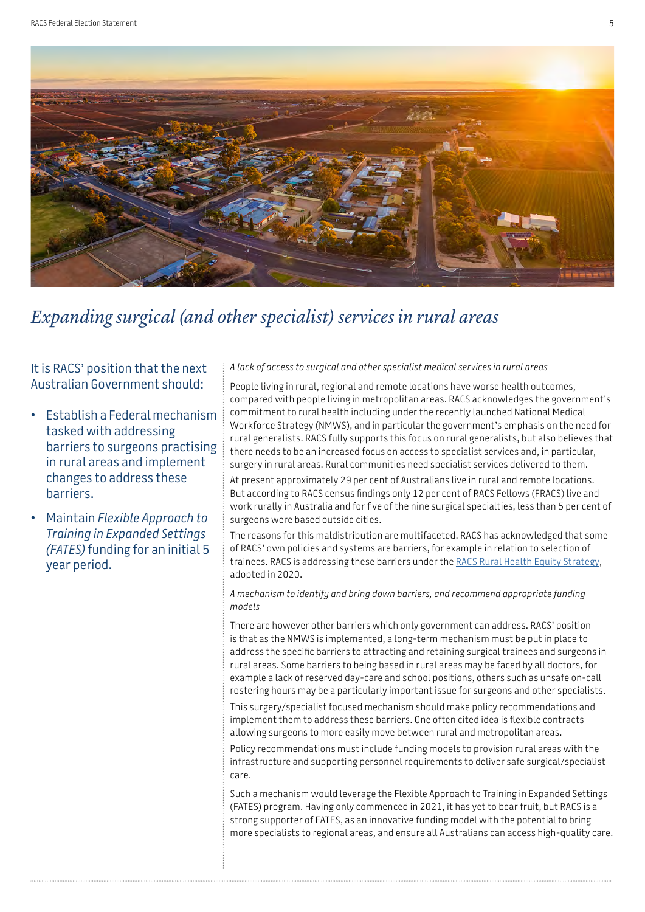# *Expanding surgical (and other specialist) services in rural areas*

It is RACS' position that the next Australian Government should:

- Establish a Federal mechanism tasked with addressing barriers to surgeons practising in rural areas and implement changes to address these barriers.
- Maintain *Flexible Approach to Training in Expanded Settings (FATES)* funding for an initial 5 year period.

*A lack of access to surgical and other specialist medical services in rural areas*

People living in rural, regional and remote locations have worse health outcomes, compared with people living in metropolitan areas. RACS acknowledges the government's commitment to rural health including under the recently launched National Medical Workforce Strategy (NMWS), and in particular the government's emphasis on the need for rural generalists. RACS fully supports this focus on rural generalists, but also believes that there needs to be an increased focus on access to specialist services and, in particular, surgery in rural areas. Rural communities need specialist services delivered to them.

At present approximately 29 per cent of Australians live in rural and remote locations. But according to RACS census findings only 12 per cent of RACS Fellows (FRACS) live and work rurally in Australia and for five of the nine surgical specialties, less than 5 per cent of surgeons were based outside cities.

The reasons for this maldistribution are multifaceted. RACS has acknowledged that some of RACS' own policies and systems are barriers, for example in relation to selection of trainees. RACS is addressing these barriers under the RACS Rural Health Equity Strategy, adopted in 2020.

*A mechanism to identify and bring down barriers, and recommend appropriate funding models*

There are however other barriers which only government can address. RACS' position is that as the NMWS is implemented, a long-term mechanism must be put in place to address the specific barriers to attracting and retaining surgical trainees and surgeons in rural areas. Some barriers to being based in rural areas may be faced by all doctors, for example a lack of reserved day-care and school positions, others such as unsafe on-call rostering hours may be a particularly important issue for surgeons and other specialists.

This surgery/specialist focused mechanism should make policy recommendations and implement them to address these barriers. One often cited idea is flexible contracts allowing surgeons to more easily move between rural and metropolitan areas.

Policy recommendations must include funding models to provision rural areas with the infrastructure and supporting personnel requirements to deliver safe surgical/specialist care.

Such a mechanism would leverage the Flexible Approach to Training in Expanded Settings (FATES) program. Having only commenced in 2021, it has yet to bear fruit, but RACS is a strong supporter of FATES, as an innovative funding model with the potential to bring more specialists to regional areas, and ensure all Australians can access high-quality care.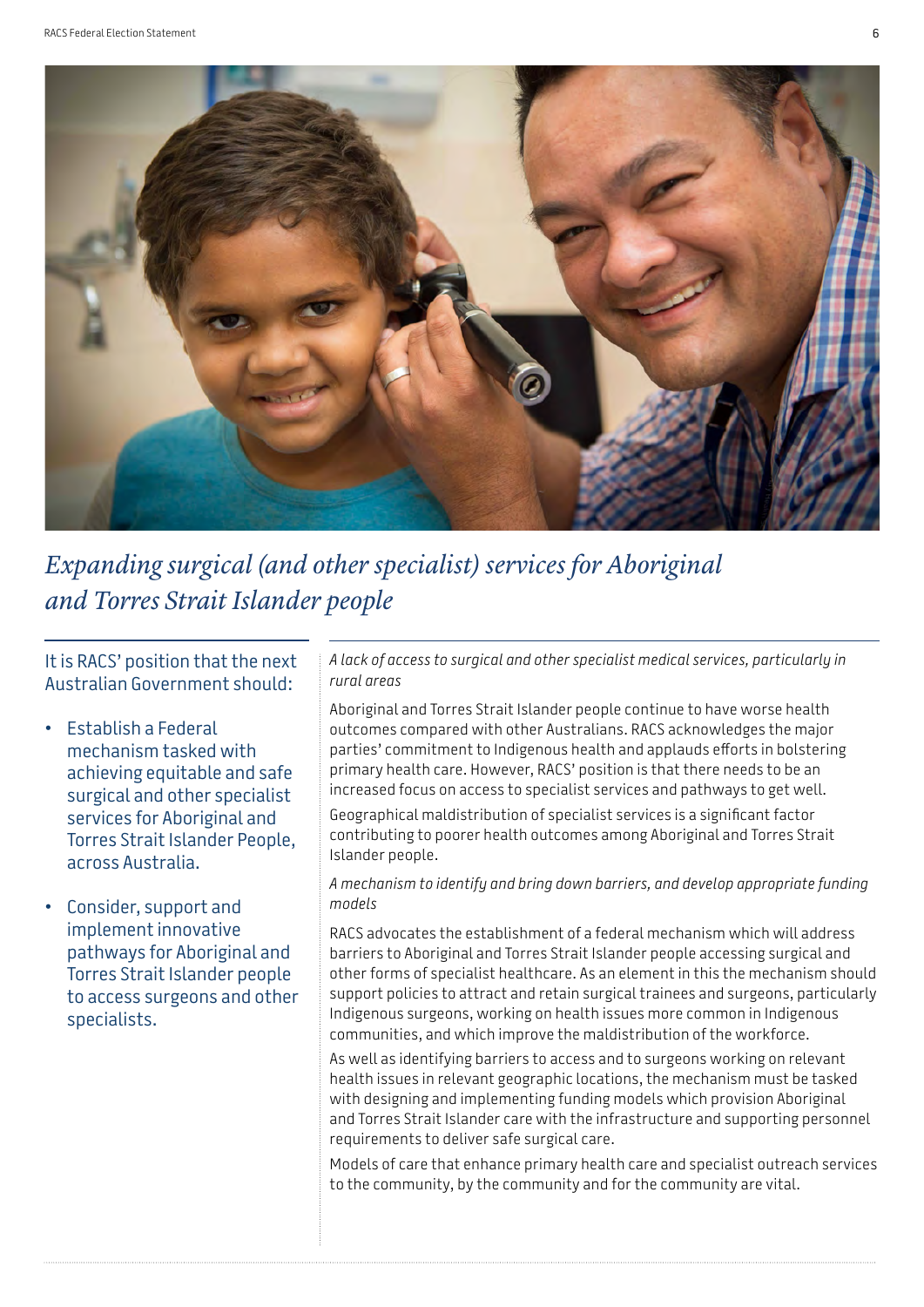## *Expanding surgical (and other specialist) services for Aboriginal and Torres Strait Islander people*

It is RACS' position that the next Australian Government should:

- Establish a Federal mechanism tasked with achieving equitable and safe surgical and other specialist services for Aboriginal and Torres Strait Islander People, across Australia.
- Consider, support and implement innovative pathways for Aboriginal and Torres Strait Islander people to access surgeons and other specialists.

*A lack of access to surgical and other specialist medical services, particularly in rural areas*

Aboriginal and Torres Strait Islander people continue to have worse health outcomes compared with other Australians. RACS acknowledges the major parties' commitment to Indigenous health and applauds efforts in bolstering primary health care. However, RACS' position is that there needs to be an increased focus on access to specialist services and pathways to get well.

Geographical maldistribution of specialist services is a significant factor contributing to poorer health outcomes among Aboriginal and Torres Strait Islander people.

*A mechanism to identify and bring down barriers, and develop appropriate funding models*

RACS advocates the establishment of a federal mechanism which will address barriers to Aboriginal and Torres Strait Islander people accessing surgical and other forms of specialist healthcare. As an element in this the mechanism should support policies to attract and retain surgical trainees and surgeons, particularly Indigenous surgeons, working on health issues more common in Indigenous communities, and which improve the maldistribution of the workforce.

As well as identifying barriers to access and to surgeons working on relevant health issues in relevant geographic locations, the mechanism must be tasked with designing and implementing funding models which provision Aboriginal and Torres Strait Islander care with the infrastructure and supporting personnel requirements to deliver safe surgical care.

Models of care that enhance primary health care and specialist outreach services to the community, by the community and for the community are vital.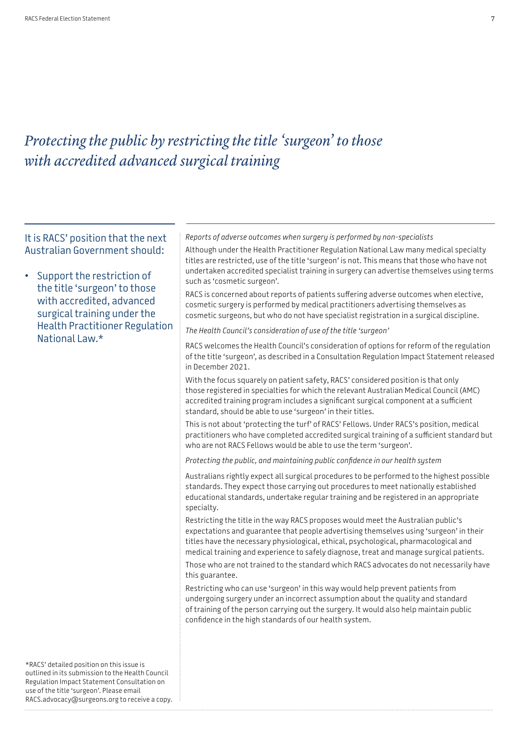# *Protecting the public by restricting the title 'surgeon' to those with accredited advanced surgical training*

It is RACS' position that the next Australian Government should:

- Support the restriction of the title 'surgeon' to those with accredited, advanced surgical training under the Health Practitioner Regulation National Law.*

*Reports of adverse outcomes when surgery is performed by non-specialists*

Although under the Health Practitioner Regulation National Law many medical specialty titles are restricted, use of the title 'surgeon' is not. This means that those who have not undertaken accredited specialist training in surgery can advertise themselves using terms such as 'cosmetic surgeon'.

RACS is concerned about reports of patients suffering adverse outcomes when elective, cosmetic surgery is performed by medical practitioners advertising themselves as cosmetic surgeons, but who do not have specialist registration in a surgical discipline.

*The Health Council's consideration of use of the title 'surgeon'*

RACS welcomes the Health Council's consideration of options for reform of the regulation of the title 'surgeon', as described in a Consultation Regulation Impact Statement released in December 2021.

With the focus squarely on patient safety, RACS' considered position is that only those registered in specialties for which the relevant Australian Medical Council (AMC) accredited training program includes a significant surgical component at a sufficient standard, should be able to use 'surgeon' in their titles.

This is not about 'protecting the turf' of RACS' Fellows. Under RACS's position, medical practitioners who have completed accredited surgical training of a sufficient standard but who are not RACS Fellows would be able to use the term 'surgeon'.

*Protecting the public, and maintaining public confidence in our health system*

Australians rightly expect all surgical procedures to be performed to the highest possible standards. They expect those carrying out procedures to meet nationally established educational standards, undertake regular training and be registered in an appropriate specialty.

Restricting the title in the way RACS proposes would meet the Australian public's expectations and guarantee that people advertising themselves using 'surgeon' in their titles have the necessary physiological, ethical, psychological, pharmacological and medical training and experience to safely diagnose, treat and manage surgical patients.

Those who are not trained to the standard which RACS advocates do not necessarily have this guarantee.

Restricting who can use 'surgeon' in this way would help prevent patients from undergoing surgery under an incorrect assumption about the quality and standard of training of the person carrying out the surgery. It would also help maintain public confidence in the high standards of our health system.

*RACS' detailed position on this issue is outlined in its submission to the Health Council Regulation Impact Statement Consultation on use of the title 'surgeon'. Please email RACS.advocacy@surgeons.org to receive a copy.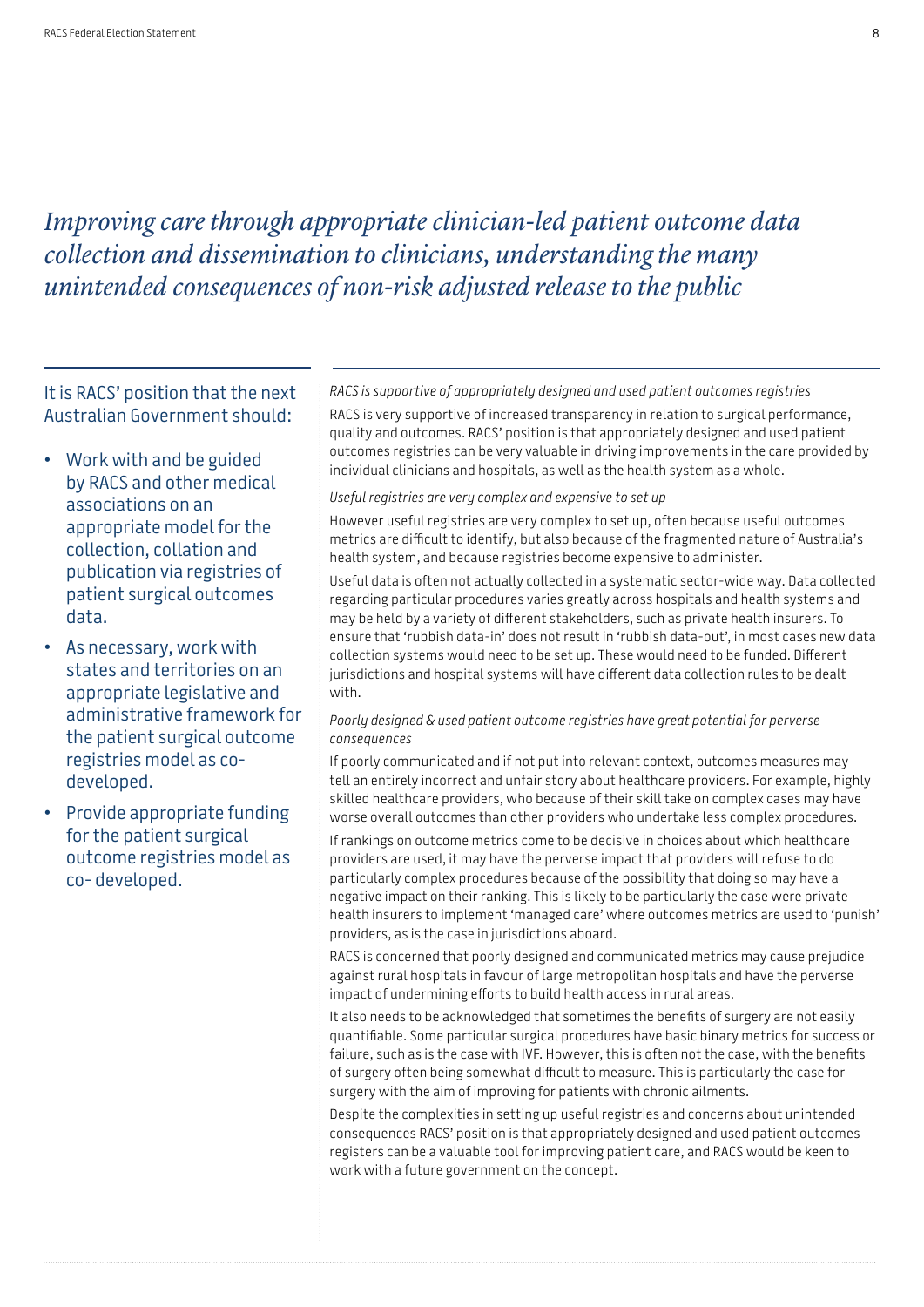# *Improving care through appropriate clinician-led patient outcome data collection and dissemination to clinicians, understanding the many unintended consequences of non-risk adjusted release to the public*

It is RACS' position that the next Australian Government should:

- Work with and be guided by RACS and other medical associations on an appropriate model for the collection, collation and publication via registries of patient surgical outcomes data.
- As necessary, work with states and territories on an appropriate legislative and administrative framework for the patient surgical outcome registries model as co-developed.
- Provide appropriate funding for the patient surgical outcome registries model as co- developed.

*RACS is supportive of appropriately designed and used patient outcomes registries*

RACS is very supportive of increased transparency in relation to surgical performance, quality and outcomes. RACS' position is that appropriately designed and used patient outcomes registries can be very valuable in driving improvements in the care provided by individual clinicians and hospitals, as well as the health system as a whole.

*Useful registries are very complex and expensive to set up*

However useful registries are very complex to set up, often because useful outcomes metrics are difficult to identify, but also because of the fragmented nature of Australia's health system, and because registries become expensive to administer.

Useful data is often not actually collected in a systematic sector-wide way. Data collected regarding particular procedures varies greatly across hospitals and health systems and may be held by a variety of different stakeholders, such as private health insurers. To ensure that 'rubbish data-in' does not result in 'rubbish data-out', in most cases new data collection systems would need to be set up. These would need to be funded. Different jurisdictions and hospital systems will have different data collection rules to be dealt with.

*Poorly designed & used patient outcome registries have great potential for perverse consequences*

If poorly communicated and if not put into relevant context, outcomes measures may tell an entirely incorrect and unfair story about healthcare providers. For example, highly skilled healthcare providers, who because of their skill take on complex cases may have worse overall outcomes than other providers who undertake less complex procedures.

If rankings on outcome metrics come to be decisive in choices about which healthcare providers are used, it may have the perverse impact that providers will refuse to do particularly complex procedures because of the possibility that doing so may have a negative impact on their ranking. This is likely to be particularly the case were private health insurers to implement 'managed care' where outcomes metrics are used to 'punish' providers, as is the case in jurisdictions aboard.

RACS is concerned that poorly designed and communicated metrics may cause prejudice against rural hospitals in favour of large metropolitan hospitals and have the perverse impact of undermining efforts to build health access in rural areas.

It also needs to be acknowledged that sometimes the benefits of surgery are not easily quantifiable. Some particular surgical procedures have basic binary metrics for success or failure, such as is the case with IVF. However, this is often not the case, with the benefits of surgery often being somewhat difficult to measure. This is particularly the case for surgery with the aim of improving for patients with chronic ailments.

Despite the complexities in setting up useful registries and concerns about unintended consequences RACS' position is that appropriately designed and used patient outcomes registers can be a valuable tool for improving patient care, and RACS would be keen to work with a future government on the concept.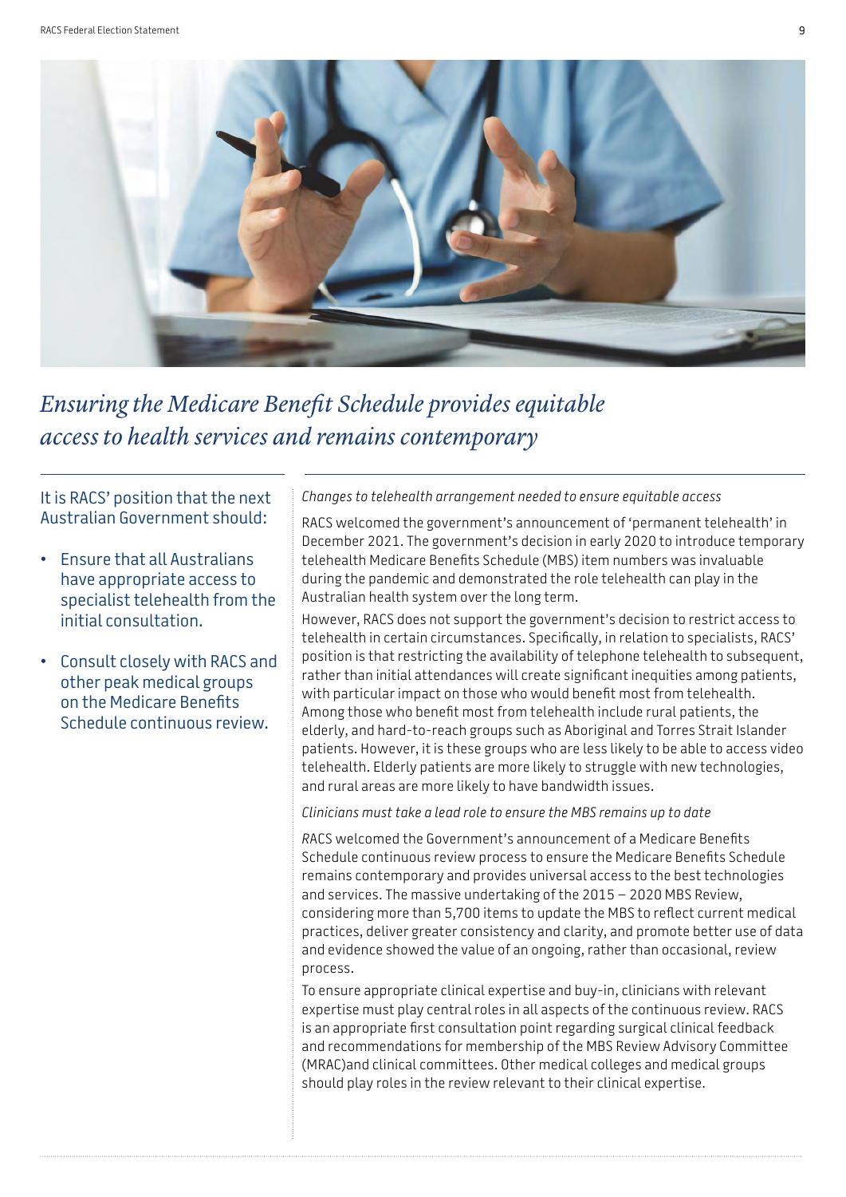## *Ensuring the Medicare Benefit Schedule provides equitable access to health services and remains contemporary*

It is RACS' position that the next Australian Government should:

- Ensure that all Australians have appropriate access to specialist telehealth from the initial consultation.
- Consult closely with RACS and other peak medical groups on the Medicare Benefits Schedule continuous review.

*Changes to telehealth arrangement needed to ensure equitable access*

RACS welcomed the government's announcement of 'permanent telehealth' in December 2021. The government's decision in early 2020 to introduce temporary telehealth Medicare Benefits Schedule (MBS) item numbers was invaluable during the pandemic and demonstrated the role telehealth can play in the Australian health system over the long term.

However, RACS does not support the government's decision to restrict access to telehealth in certain circumstances. Specifically, in relation to specialists, RACS' position is that restricting the availability of telephone telehealth to subsequent, rather than initial attendances will create significant inequities among patients, with particular impact on those who would benefit most from telehealth. Among those who benefit most from telehealth include rural patients, the elderly, and hard-to-reach groups such as Aboriginal and Torres Strait Islander patients. However, it is these groups who are less likely to be able to access video telehealth. Elderly patients are more likely to struggle with new technologies, and rural areas are more likely to have bandwidth issues.

*Clinicians must take a lead role to ensure the MBS remains up to date*

RACS welcomed the Government's announcement of a Medicare Benefits Schedule continuous review process to ensure the Medicare Benefits Schedule remains contemporary and provides universal access to the best technologies and services. The massive undertaking of the 2015 – 2020 MBS Review, considering more than 5,700 items to update the MBS to reflect current medical practices, deliver greater consistency and clarity, and promote better use of data and evidence showed the value of an ongoing, rather than occasional, review process.

To ensure appropriate clinical expertise and buy-in, clinicians with relevant expertise must play central roles in all aspects of the continuous review. RACS is an appropriate first consultation point regarding surgical clinical feedback and recommendations for membership of the MBS Review Advisory Committee (MRAC)and clinical committees. Other medical colleges and medical groups should play roles in the review relevant to their clinical expertise.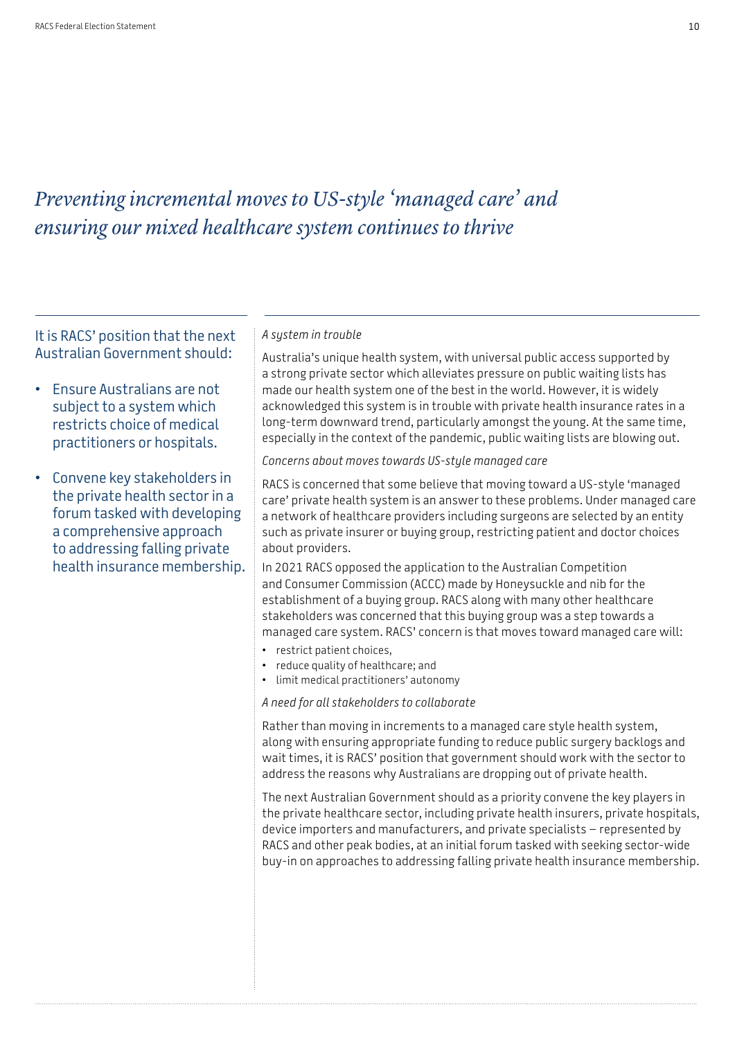# *Preventing incremental moves to US-style 'managed care' and ensuring our mixed healthcare system continues to thrive*

It is RACS' position that the next Australian Government should:

- Ensure Australians are not subject to a system which restricts choice of medical practitioners or hospitals.
- Convene key stakeholders in the private health sector in a forum tasked with developing a comprehensive approach to addressing falling private health insurance membership.

*A system in trouble*

Australia's unique health system, with universal public access supported by a strong private sector which alleviates pressure on public waiting lists has made our health system one of the best in the world. However, it is widely acknowledged this system is in trouble with private health insurance rates in a long-term downward trend, particularly amongst the young. At the same time, especially in the context of the pandemic, public waiting lists are blowing out.

*Concerns about moves towards US-style managed care*

RACS is concerned that some believe that moving toward a US-style 'managed care' private health system is an answer to these problems. Under managed care a network of healthcare providers including surgeons are selected by an entity such as private insurer or buying group, restricting patient and doctor choices about providers.

In 2021 RACS opposed the application to the Australian Competition and Consumer Commission (ACCC) made by Honeysuckle and nib for the establishment of a buying group. RACS along with many other healthcare stakeholders was concerned that this buying group was a step towards a managed care system. RACS' concern is that moves toward managed care will:

- restrict patient choices,
- reduce quality of healthcare; and
- limit medical practitioners' autonomy

*A need for all stakeholders to collaborate*

Rather than moving in increments to a managed care style health system, along with ensuring appropriate funding to reduce public surgery backlogs and wait times, it is RACS' position that government should work with the sector to address the reasons why Australians are dropping out of private health.

The next Australian Government should as a priority convene the key players in the private healthcare sector, including private health insurers, private hospitals, device importers and manufacturers, and private specialists – represented by RACS and other peak bodies, at an initial forum tasked with seeking sector-wide buy-in on approaches to addressing falling private health insurance membership.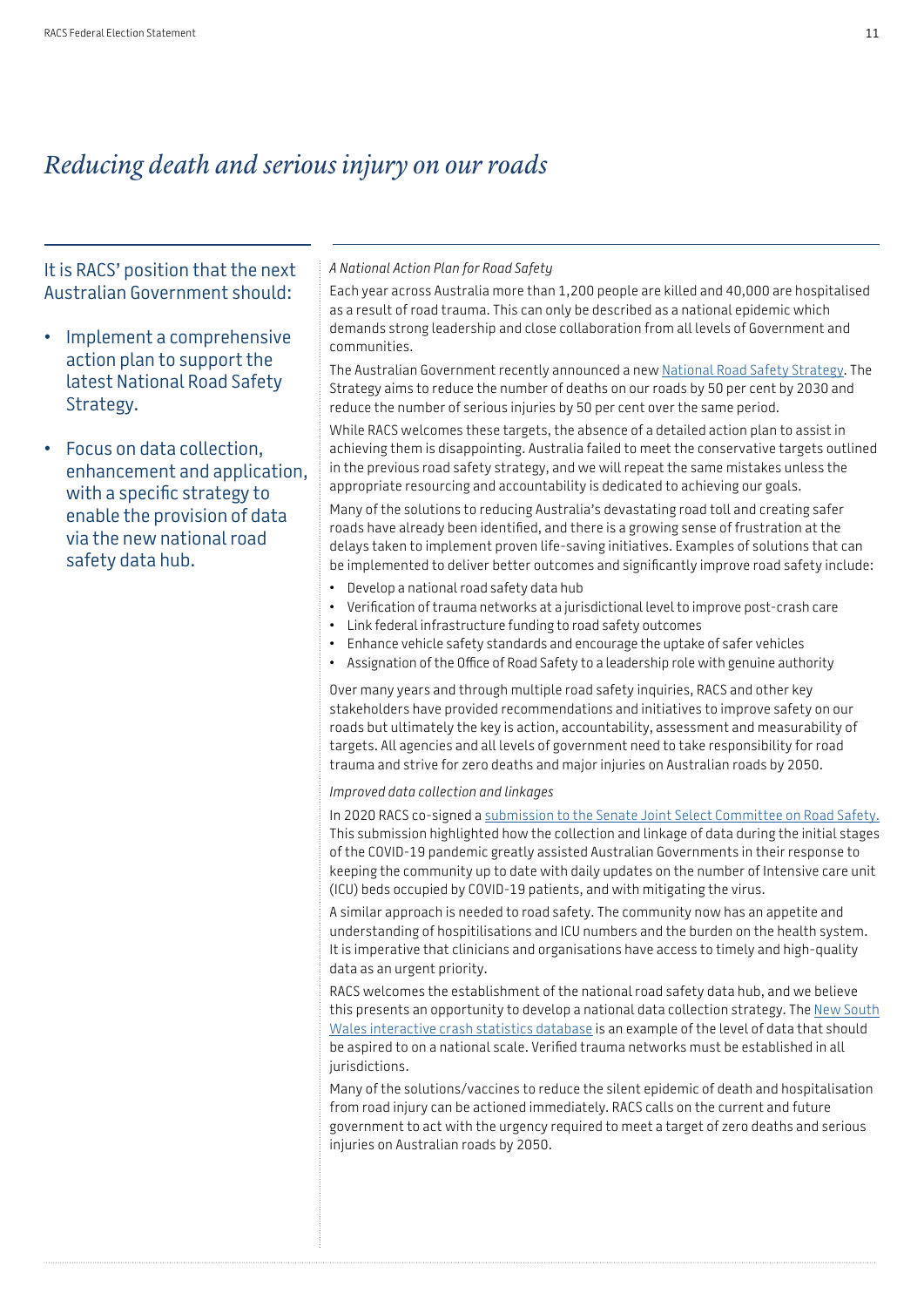# *Reducing death and serious injury on our roads*

It is RACS' position that the next Australian Government should:

- Implement a comprehensive action plan to support the latest National Road Safety Strategy.
- Focus on data collection, enhancement and application, with a specific strategy to enable the provision of data via the new national road safety data hub.

*A National Action Plan for Road Safety*

Each year across Australia more than 1,200 people are killed and 40,000 are hospitalised as a result of road trauma. This can only be described as a national epidemic which demands strong leadership and close collaboration from all levels of Government and communities.

The Australian Government recently announced a new National Road Safety Strategy. The Strategy aims to reduce the number of deaths on our roads by 50 per cent by 2030 and reduce the number of serious injuries by 50 per cent over the same period.

While RACS welcomes these targets, the absence of a detailed action plan to assist in achieving them is disappointing. Australia failed to meet the conservative targets outlined in the previous road safety strategy, and we will repeat the same mistakes unless the appropriate resourcing and accountability is dedicated to achieving our goals.

Many of the solutions to reducing Australia's devastating road toll and creating safer roads have already been identified, and there is a growing sense of frustration at the delays taken to implement proven life-saving initiatives. Examples of solutions that can be implemented to deliver better outcomes and significantly improve road safety include:

- Develop a national road safety data hub
- Verification of trauma networks at a jurisdictional level to improve post-crash care
- Link federal infrastructure funding to road safety outcomes
- Enhance vehicle safety standards and encourage the uptake of safer vehicles
- Assignation of the Office of Road Safety to a leadership role with genuine authority

Over many years and through multiple road safety inquiries, RACS and other key stakeholders have provided recommendations and initiatives to improve safety on our roads but ultimately the key is action, accountability, assessment and measurability of targets. All agencies and all levels of government need to take responsibility for road trauma and strive for zero deaths and major injuries on Australian roads by 2050.

*Improved data collection and linkages*

In 2020 RACS co-signed a submission to the Senate Joint Select Committee on Road Safety. This submission highlighted how the collection and linkage of data during the initial stages of the COVID-19 pandemic greatly assisted Australian Governments in their response to keeping the community up to date with daily updates on the number of Intensive care unit (ICU) beds occupied by COVID-19 patients, and with mitigating the virus.

A similar approach is needed to road safety. The community now has an appetite and understanding of hospitilisations and ICU numbers and the burden on the health system. It is imperative that clinicians and organisations have access to timely and high-quality data as an urgent priority.

RACS welcomes the establishment of the national road safety data hub, and we believe this presents an opportunity to develop a national data collection strategy. The New South Wales interactive crash statistics database is an example of the level of data that should be aspired to on a national scale. Verified trauma networks must be established in all jurisdictions.

Many of the solutions/vaccines to reduce the silent epidemic of death and hospitalisation from road injury can be actioned immediately. RACS calls on the current and future government to act with the urgency required to meet a target of zero deaths and serious injuries on Australian roads by 2050.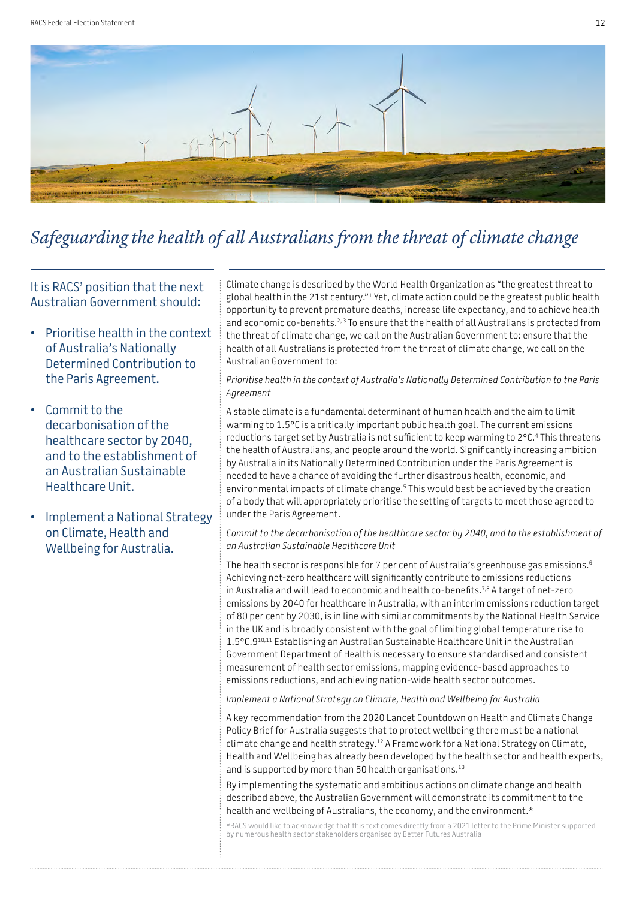# *Safeguarding the health of all Australians from the threat of climate change*

It is RACS' position that the next Australian Government should:

- Prioritise health in the context of Australia's Nationally Determined Contribution to the Paris Agreement.
- Commit to the decarbonisation of the healthcare sector by 2040, and to the establishment of an Australian Sustainable Healthcare Unit.
- Implement a National Strategy on Climate, Health and Wellbeing for Australia.

Climate change is described by the World Health Organization as "the greatest threat to global health in the 21st century."[1] Yet, climate action could be the greatest public health opportunity to prevent premature deaths, increase life expectancy, and to achieve health and economic co-benefits.[2, 3] To ensure that the health of all Australians is protected from the threat of climate change, we call on the Australian Government to: ensure that the health of all Australians is protected from the threat of climate change, we call on the Australian Government to:

*Prioritise health in the context of Australia's Nationally Determined Contribution to the Paris Agreement*

A stable climate is a fundamental determinant of human health and the aim to limit warming to 1.5°C is a critically important public health goal. The current emissions reductions target set by Australia is not sufficient to keep warming to 2°C.[4] This threatens the health of Australians, and people around the world. Significantly increasing ambition by Australia in its Nationally Determined Contribution under the Paris Agreement is needed to have a chance of avoiding the further disastrous health, economic, and environmental impacts of climate change.[5] This would best be achieved by the creation of a body that will appropriately prioritise the setting of targets to meet those agreed to under the Paris Agreement.

*Commit to the decarbonisation of the healthcare sector by 2040, and to the establishment of an Australian Sustainable Healthcare Unit*

The health sector is responsible for 7 per cent of Australia's greenhouse gas emissions.[6] Achieving net-zero healthcare will significantly contribute to emissions reductions in Australia and will lead to economic and health co-benefits.[7,8] A target of net-zero emissions by 2040 for healthcare in Australia, with an interim emissions reduction target of 80 per cent by 2030, is in line with similar commitments by the National Health Service in the UK and is broadly consistent with the goal of limiting global temperature rise to 1.5°C.9[10,11] Establishing an Australian Sustainable Healthcare Unit in the Australian Government Department of Health is necessary to ensure standardised and consistent measurement of health sector emissions, mapping evidence-based approaches to emissions reductions, and achieving nation-wide health sector outcomes.

*Implement a National Strategy on Climate, Health and Wellbeing for Australia*

A key recommendation from the 2020 Lancet Countdown on Health and Climate Change Policy Brief for Australia suggests that to protect wellbeing there must be a national climate change and health strategy.[12] A Framework for a National Strategy on Climate, Health and Wellbeing has already been developed by the health sector and health experts, and is supported by more than 50 health organisations.[13]

By implementing the systematic and ambitious actions on climate change and health described above, the Australian Government will demonstrate its commitment to the health and wellbeing of Australians, the economy, and the environment.*

*RACS would like to acknowledge that this text comes directly from a 2021 letter to the Prime Minister supported by numerous health sector stakeholders organised by Better Futures Australia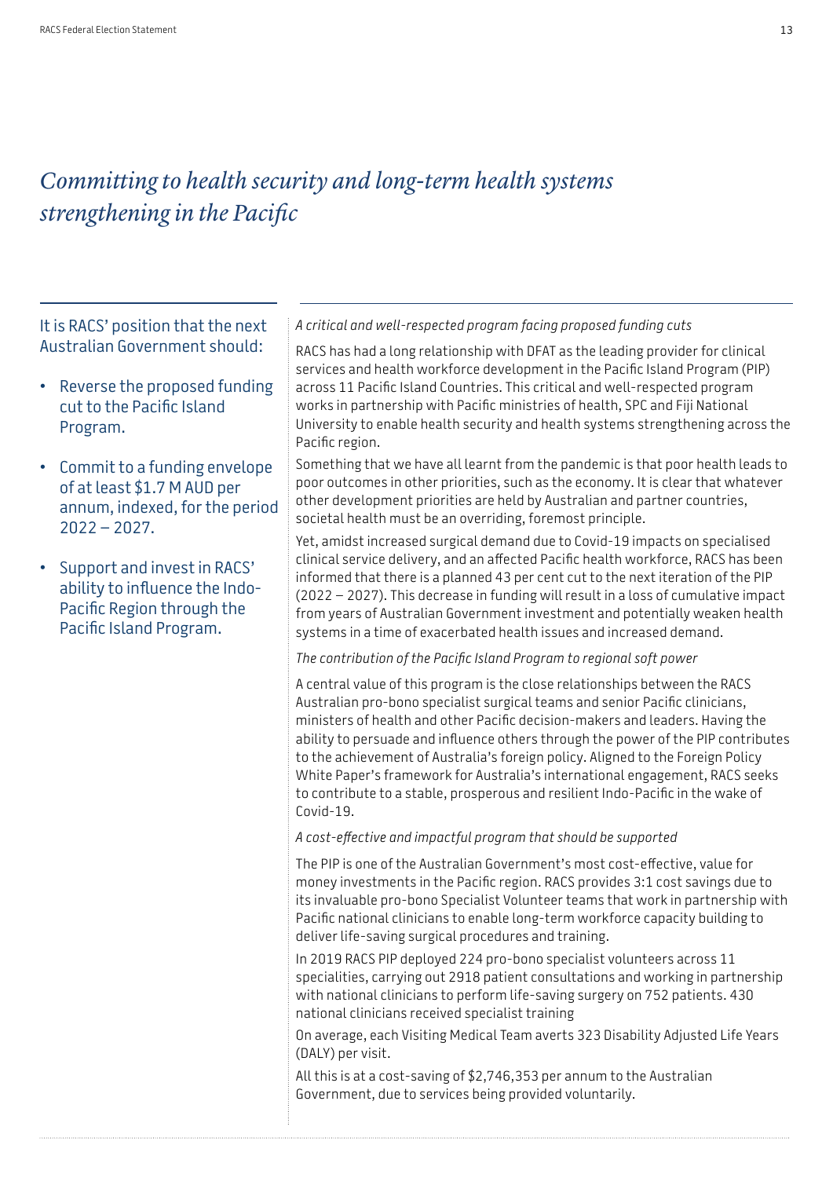# *Committing to health security and long-term health systems strengthening in the Pacific*

It is RACS' position that the next Australian Government should:

- Reverse the proposed funding cut to the Pacific Island Program.
- Commit to a funding envelope of at least $1.7 M AUD per annum, indexed, for the period 2022 – 2027.
- Support and invest in RACS' ability to influence the Indo-Pacific Region through the Pacific Island Program.

*A critical and well-respected program facing proposed funding cuts*

RACS has had a long relationship with DFAT as the leading provider for clinical services and health workforce development in the Pacific Island Program (PIP) across 11 Pacific Island Countries. This critical and well-respected program works in partnership with Pacific ministries of health, SPC and Fiji National University to enable health security and health systems strengthening across the Pacific region.

Something that we have all learnt from the pandemic is that poor health leads to poor outcomes in other priorities, such as the economy. It is clear that whatever other development priorities are held by Australian and partner countries, societal health must be an overriding, foremost principle.

Yet, amidst increased surgical demand due to Covid-19 impacts on specialised clinical service delivery, and an affected Pacific health workforce, RACS has been informed that there is a planned 43 per cent cut to the next iteration of the PIP (2022 – 2027). This decrease in funding will result in a loss of cumulative impact from years of Australian Government investment and potentially weaken health systems in a time of exacerbated health issues and increased demand.

*The contribution of the Pacific Island Program to regional soft power*

A central value of this program is the close relationships between the RACS Australian pro-bono specialist surgical teams and senior Pacific clinicians, ministers of health and other Pacific decision-makers and leaders. Having the ability to persuade and influence others through the power of the PIP contributes to the achievement of Australia's foreign policy. Aligned to the Foreign Policy White Paper's framework for Australia's international engagement, RACS seeks to contribute to a stable, prosperous and resilient Indo-Pacific in the wake of Covid-19.

*A cost-effective and impactful program that should be supported*

The PIP is one of the Australian Government's most cost-effective, value for money investments in the Pacific region. RACS provides 3:1 cost savings due to its invaluable pro-bono Specialist Volunteer teams that work in partnership with Pacific national clinicians to enable long-term workforce capacity building to deliver life-saving surgical procedures and training.

In 2019 RACS PIP deployed 224 pro-bono specialist volunteers across 11 specialities, carrying out 2918 patient consultations and working in partnership with national clinicians to perform life-saving surgery on 752 patients. 430 national clinicians received specialist training

On average, each Visiting Medical Team averts 323 Disability Adjusted Life Years (DALY) per visit.

All this is at a cost-saving of $2,746,353 per annum to the Australian Government, due to services being provided voluntarily.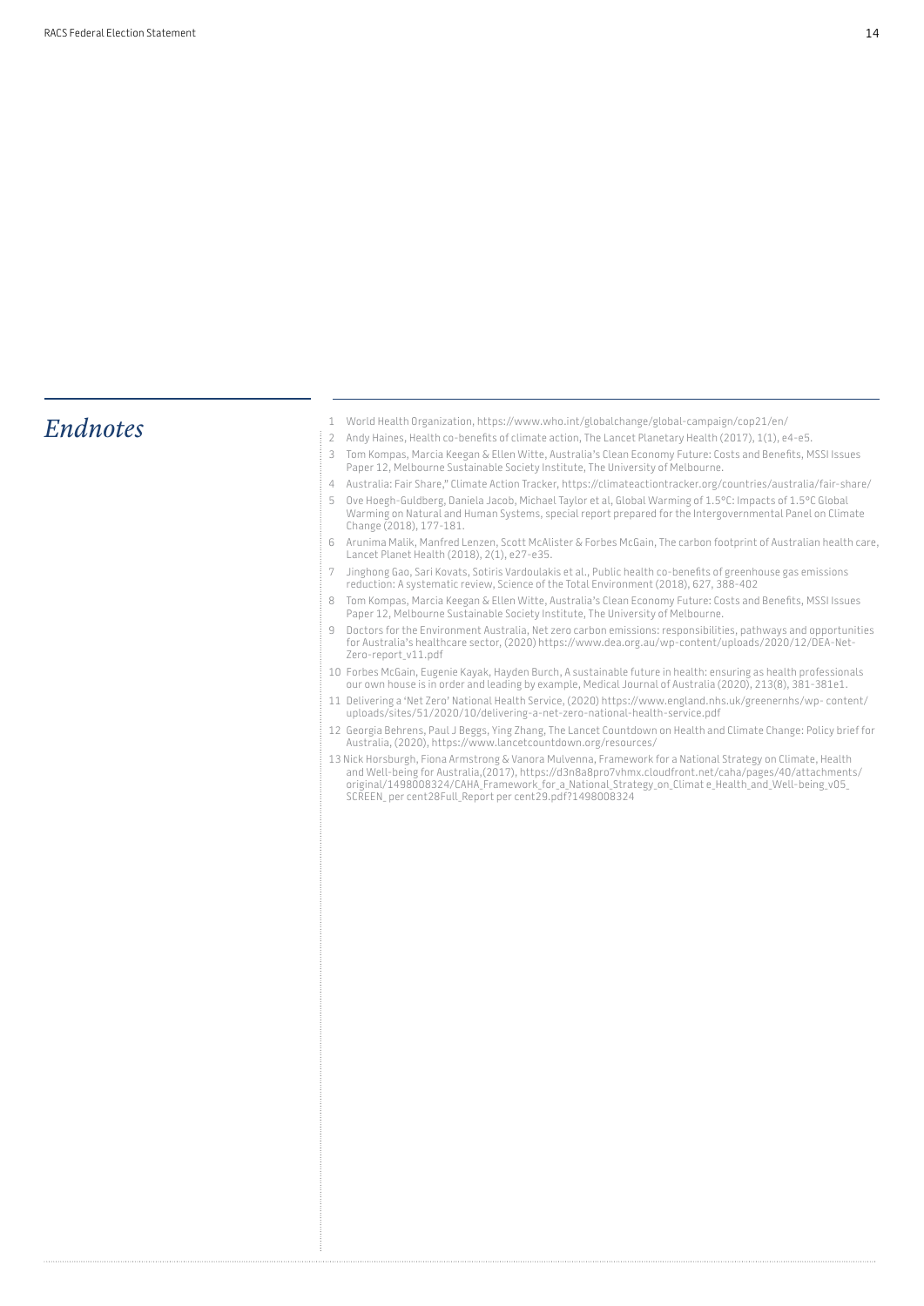# *Endnotes*

1. World Health Organization, https://www.who.int/globalchange/global-campaign/cop21/en/
2. Andy Haines, Health co-benefits of climate action, The Lancet Planetary Health (2017), 1(1), e4-e5.
3. Tom Kompas, Marcia Keegan & Ellen Witte, Australia's Clean Economy Future: Costs and Benefits, MSSI Issues Paper 12, Melbourne Sustainable Society Institute, The University of Melbourne.
4. Australia: Fair Share," Climate Action Tracker, https://climateactiontracker.org/countries/australia/fair-share/
5. Ove Hoegh-Guldberg, Daniela Jacob, Michael Taylor et al, Global Warming of 1.5°C: Impacts of 1.5°C Global Warming on Natural and Human Systems, special report prepared for the Intergovernmental Panel on Climate Change (2018), 177-181.
6. Arunima Malik, Manfred Lenzen, Scott McAlister & Forbes McGain, The carbon footprint of Australian health care, Lancet Planet Health (2018), 2(1), e27-e35.
7. Jinghong Gao, Sari Kovats, Sotiris Vardoulakis et al., Public health co-benefits of greenhouse gas emissions reduction: A systematic review, Science of the Total Environment (2018), 627, 388-402
8. Tom Kompas, Marcia Keegan & Ellen Witte, Australia's Clean Economy Future: Costs and Benefits, MSSI Issues Paper 12, Melbourne Sustainable Society Institute, The University of Melbourne.
9. Doctors for the Environment Australia, Net zero carbon emissions: responsibilities, pathways and opportunities for Australia's healthcare sector, (2020) https://www.dea.org.au/wp-content/uploads/2020/12/DEA-Net-Zero-report_v11.pdf
10. Forbes McGain, Eugenie Kayak, Hayden Burch, A sustainable future in health: ensuring as health professionals our own house is in order and leading by example, Medical Journal of Australia (2020), 213(8), 381-381e1.
11. Delivering a 'Net Zero' National Health Service, (2020) https://www.england.nhs.uk/greenernhs/wp- content/uploads/sites/51/2020/10/delivering-a-net-zero-national-health-service.pdf
12. Georgia Behrens, Paul J Beggs, Ying Zhang, The Lancet Countdown on Health and Climate Change: Policy brief for Australia, (2020), https://www.lancetcountdown.org/resources/
13. Nick Horsburgh, Fiona Armstrong & Vanora Mulvenna, Framework for a National Strategy on Climate, Health and Well-being for Australia,(2017), https://d3n8a8pro7vhmx.cloudfront.net/caha/pages/40/attachments/original/1498008324/CAHA_Framework_for_a_National_Strategy_on_Climat e_Health_and_Well-being_v05_SCREEN_ per cent28Full_Report per cent29.pdf?1498008324